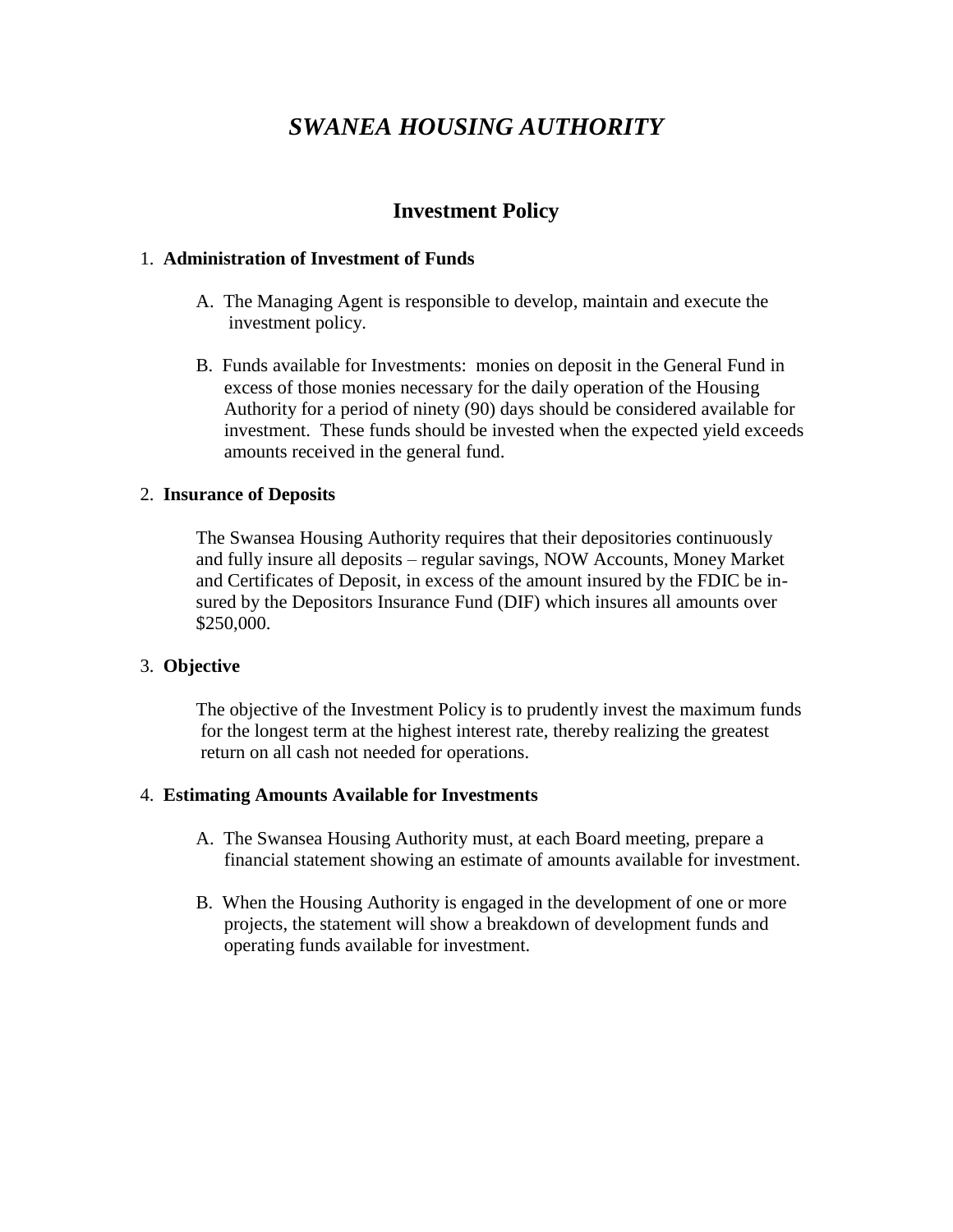# *SWANEA HOUSING AUTHORITY*

## Investment Policy

1. **Administration of Investment of Funds**

   A. The Managing Agent is responsible to develop, maintain and execute the investment policy.

   B. Funds available for Investments: monies on deposit in the General Fund in excess of those monies necessary for the daily operation of the Housing Authority for a period of ninety (90) days should be considered available for investment. These funds should be invested when the expected yield exceeds amounts received in the general fund.

2. **Insurance of Deposits**

   The Swansea Housing Authority requires that their depositories continuously and fully insure all deposits – regular savings, NOW Accounts, Money Market and Certificates of Deposit, in excess of the amount insured by the FDIC be insured by the Depositors Insurance Fund (DIF) which insures all amounts over $250,000.

3. **Objective**

   The objective of the Investment Policy is to prudently invest the maximum funds for the longest term at the highest interest rate, thereby realizing the greatest return on all cash not needed for operations.

4. **Estimating Amounts Available for Investments**

   A. The Swansea Housing Authority must, at each Board meeting, prepare a financial statement showing an estimate of amounts available for investment.

   B. When the Housing Authority is engaged in the development of one or more projects, the statement will show a breakdown of development funds and operating funds available for investment.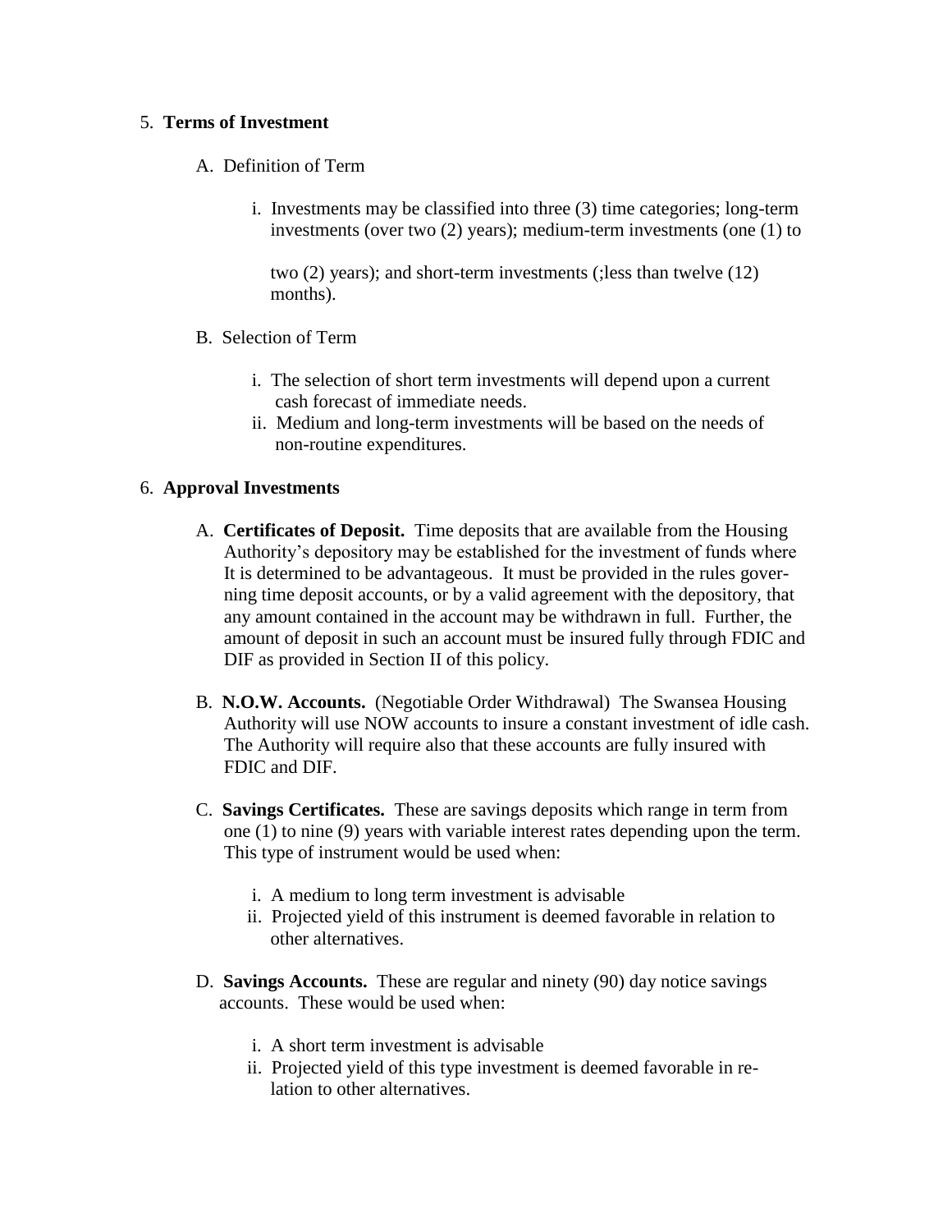5. **Terms of Investment**

   A. Definition of Term

      i. Investments may be classified into three (3) time categories; long-term investments (over two (2) years); medium-term investments (one (1) to two (2) years); and short-term investments (;less than twelve (12) months).

   B. Selection of Term

      i. The selection of short term investments will depend upon a current cash forecast of immediate needs.
      ii. Medium and long-term investments will be based on the needs of non-routine expenditures.

6. **Approval Investments**

   A. **Certificates of Deposit.** Time deposits that are available from the Housing Authority's depository may be established for the investment of funds where It is determined to be advantageous. It must be provided in the rules governing time deposit accounts, or by a valid agreement with the depository, that any amount contained in the account may be withdrawn in full. Further, the amount of deposit in such an account must be insured fully through FDIC and DIF as provided in Section II of this policy.

   B. **N.O.W. Accounts.** (Negotiable Order Withdrawal) The Swansea Housing Authority will use NOW accounts to insure a constant investment of idle cash. The Authority will require also that these accounts are fully insured with FDIC and DIF.

   C. **Savings Certificates.** These are savings deposits which range in term from one (1) to nine (9) years with variable interest rates depending upon the term. This type of instrument would be used when:

      i. A medium to long term investment is advisable
      ii. Projected yield of this instrument is deemed favorable in relation to other alternatives.

   D. **Savings Accounts.** These are regular and ninety (90) day notice savings accounts. These would be used when:

      i. A short term investment is advisable
      ii. Projected yield of this type investment is deemed favorable in relation to other alternatives.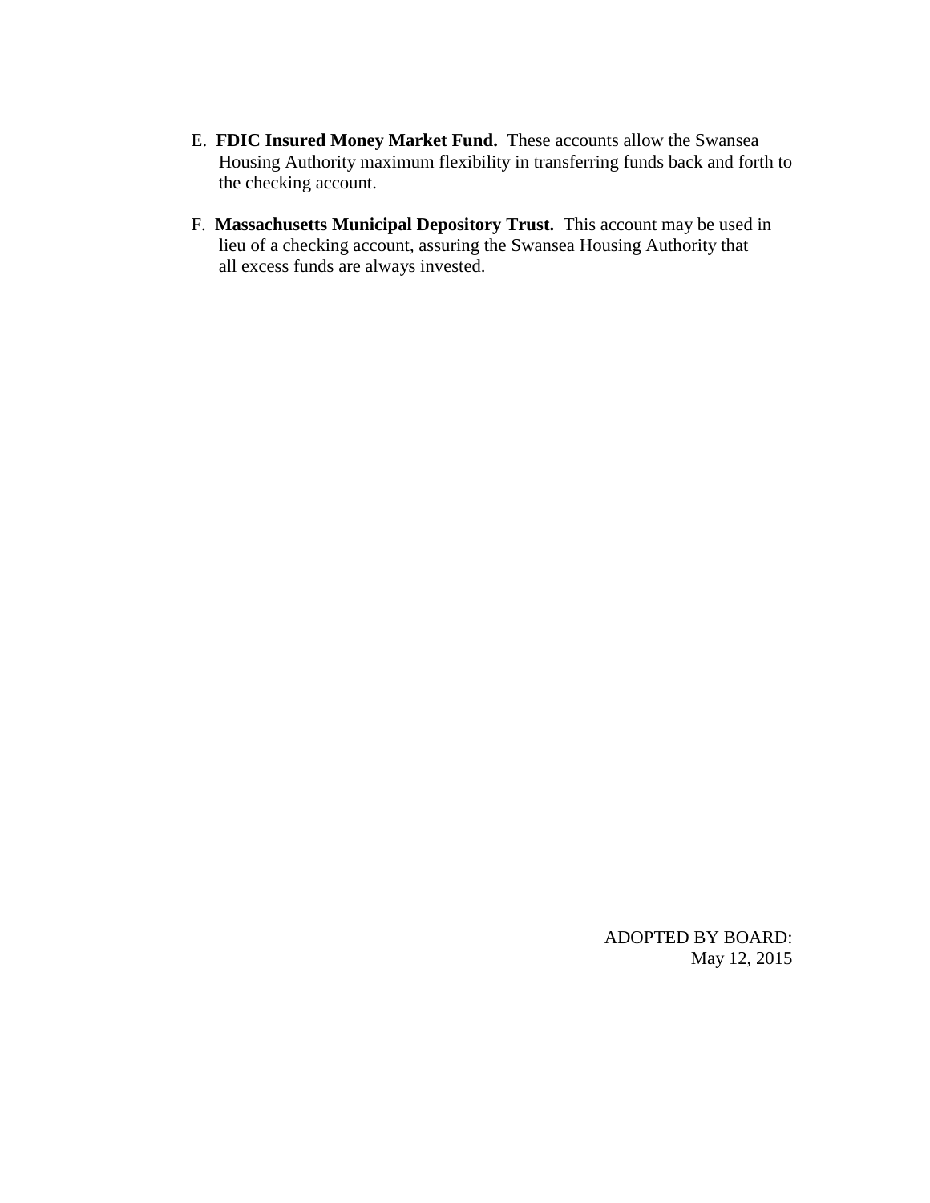E. **FDIC Insured Money Market Fund.** These accounts allow the Swansea Housing Authority maximum flexibility in transferring funds back and forth to the checking account.

F. **Massachusetts Municipal Depository Trust.** This account may be used in lieu of a checking account, assuring the Swansea Housing Authority that all excess funds are always invested.

ADOPTED BY BOARD:
May 12, 2015